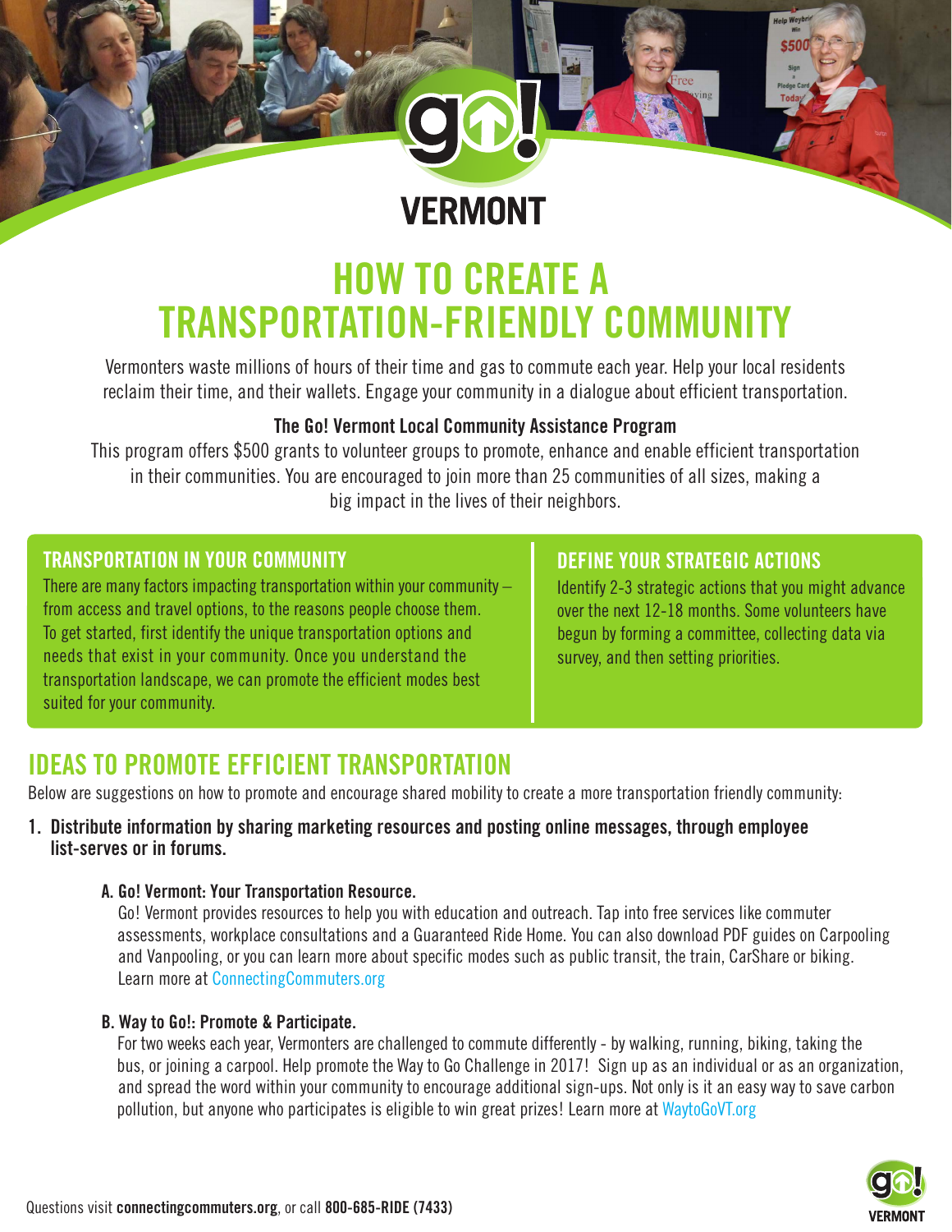# HOW TO CREATE A TRANSPORTATION-FRIENDLY COMMUNITY

Vermonters waste millions of hours of their time and gas to commute each year. Help your local residents reclaim their time, and their wallets. Engage your community in a dialogue about efficient transportation.

**The Go! Vermont Local Community Assistance Program**

This program offers $500 grants to volunteer groups to promote, enhance and enable efficient transportation in their communities. You are encouraged to join more than 25 communities of all sizes, making a big impact in the lives of their neighbors.

## TRANSPORTATION IN YOUR COMMUNITY

There are many factors impacting transportation within your community – from access and travel options, to the reasons people choose them. To get started, first identify the unique transportation options and needs that exist in your community. Once you understand the transportation landscape, we can promote the efficient modes best suited for your community.

## DEFINE YOUR STRATEGIC ACTIONS

Identify 2-3 strategic actions that you might advance over the next 12-18 months. Some volunteers have begun by forming a committee, collecting data via survey, and then setting priorities.

## IDEAS TO PROMOTE EFFICIENT TRANSPORTATION

Below are suggestions on how to promote and encourage shared mobility to create a more transportation friendly community:

1. **Distribute information by sharing marketing resources and posting online messages, through employee list-serves or in forums.**

   **A. Go! Vermont: Your Transportation Resource.**
   Go! Vermont provides resources to help you with education and outreach. Tap into free services like commuter assessments, workplace consultations and a Guaranteed Ride Home. You can also download PDF guides on Carpooling and Vanpooling, or you can learn more about specific modes such as public transit, the train, CarShare or biking. Learn more at ConnectingCommuters.org

   **B. Way to Go!: Promote & Participate.**
   For two weeks each year, Vermonters are challenged to commute differently - by walking, running, biking, taking the bus, or joining a carpool. Help promote the Way to Go Challenge in 2017! Sign up as an individual or as an organization, and spread the word within your community to encourage additional sign-ups. Not only is it an easy way to save carbon pollution, but anyone who participates is eligible to win great prizes! Learn more at WaytoGoVT.org

Questions visit **connectingcommuters.org**, or call **800-685-RIDE (7433)**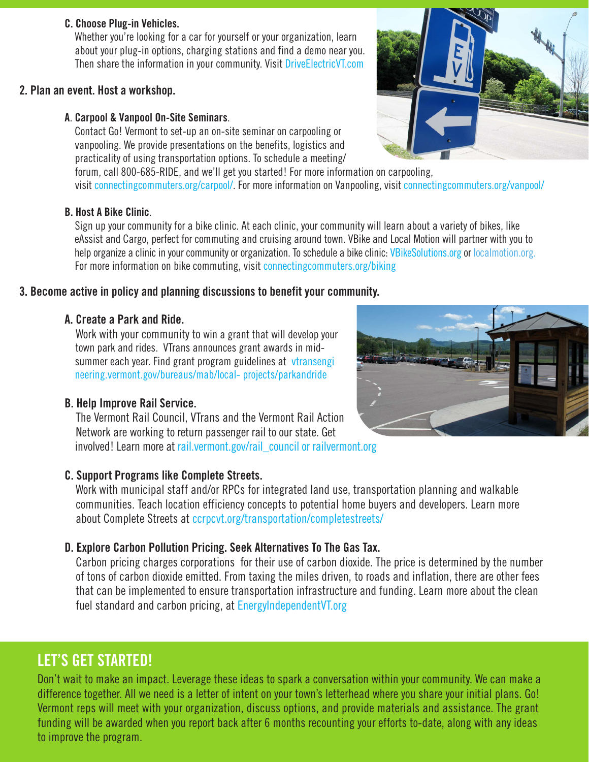**C. Choose Plug-in Vehicles.**

Whether you're looking for a car for yourself or your organization, learn about your plug-in options, charging stations and find a demo near you. Then share the information in your community. Visit DriveElectricVT.com

## 2. Plan an event. Host a workshop.

**A. Carpool & Vanpool On-Site Seminars.**

Contact Go! Vermont to set-up an on-site seminar on carpooling or vanpooling. We provide presentations on the benefits, logistics and practicality of using transportation options. To schedule a meeting/ forum, call 800-685-RIDE, and we'll get you started! For more information on carpooling, visit connectingcommuters.org/carpool/. For more information on Vanpooling, visit connectingcommuters.org/vanpool/

**B. Host A Bike Clinic.**

Sign up your community for a bike clinic. At each clinic, your community will learn about a variety of bikes, like eAssist and Cargo, perfect for commuting and cruising around town. VBike and Local Motion will partner with you to help organize a clinic in your community or organization. To schedule a bike clinic: VBikeSolutions.org or localmotion.org. For more information on bike commuting, visit connectingcommuters.org/biking

## 3. Become active in policy and planning discussions to benefit your community.

**A. Create a Park and Ride.**

Work with your community to win a grant that will develop your town park and rides. VTrans announces grant awards in mid-summer each year. Find grant program guidelines at vtransengineering.vermont.gov/bureaus/mab/local- projects/parkandride

**B. Help Improve Rail Service.**

The Vermont Rail Council, VTrans and the Vermont Rail Action Network are working to return passenger rail to our state. Get involved! Learn more at rail.vermont.gov/rail_council or railvermont.org

**C. Support Programs like Complete Streets.**

Work with municipal staff and/or RPCs for integrated land use, transportation planning and walkable communities. Teach location efficiency concepts to potential home buyers and developers. Learn more about Complete Streets at ccrpcvt.org/transportation/completestreets/

**D. Explore Carbon Pollution Pricing. Seek Alternatives To The Gas Tax.**

Carbon pricing charges corporations for their use of carbon dioxide. The price is determined by the number of tons of carbon dioxide emitted. From taxing the miles driven, to roads and inflation, there are other fees that can be implemented to ensure transportation infrastructure and funding. Learn more about the clean fuel standard and carbon pricing, at EnergyIndependentVT.org

## LET'S GET STARTED!

Don't wait to make an impact. Leverage these ideas to spark a conversation within your community. We can make a difference together. All we need is a letter of intent on your town's letterhead where you share your initial plans. Go! Vermont reps will meet with your organization, discuss options, and provide materials and assistance. The grant funding will be awarded when you report back after 6 months recounting your efforts to-date, along with any ideas to improve the program.